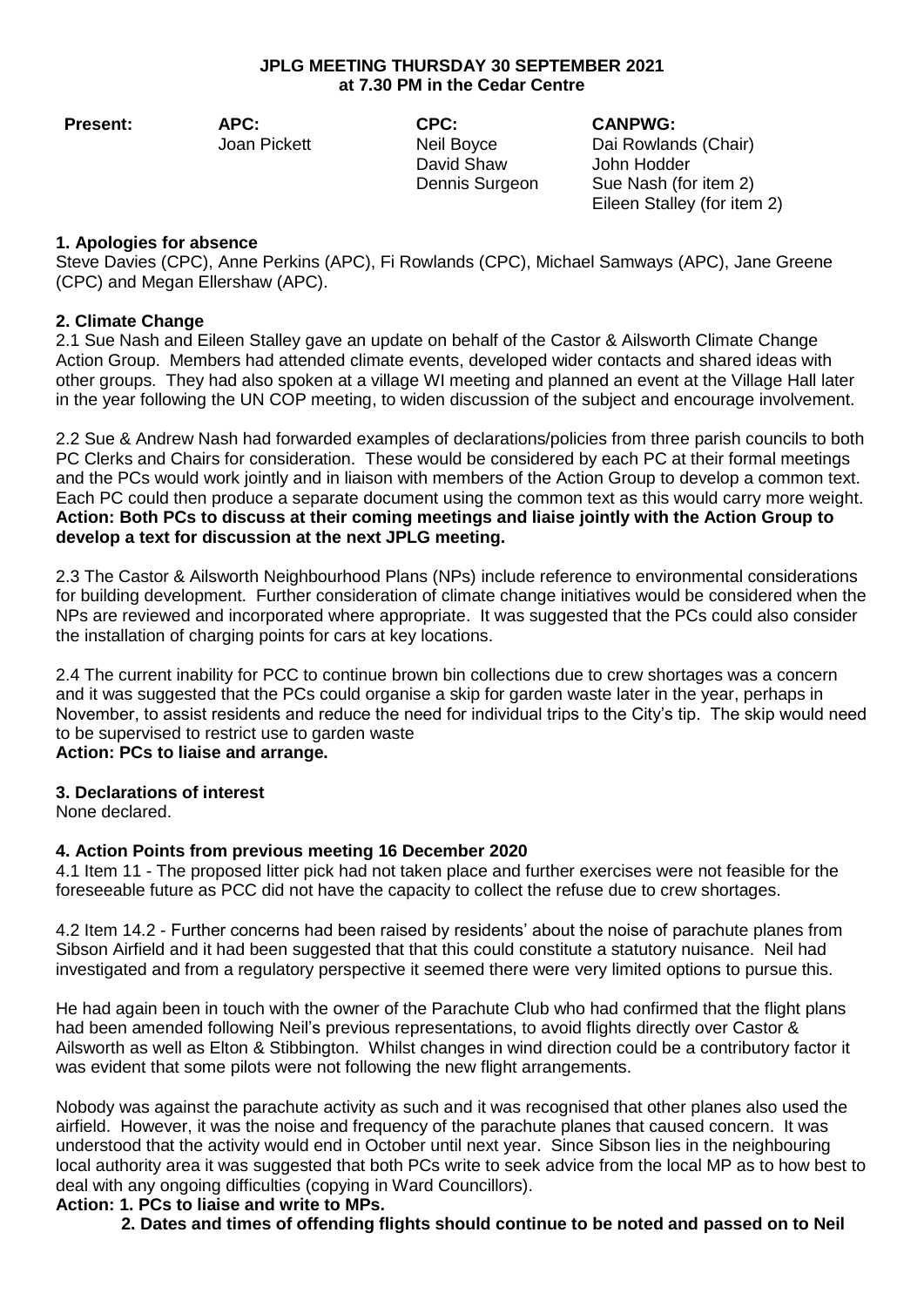**JPLG MEETING THURSDAY 30 SEPTEMBER 2021**
**at 7.30 PM in the Cedar Centre**

| **Present:** | **APC:** | **CPC:** | **CANPWG:** |
|---|---|---|---|
| | Joan Pickett | Neil Boyce | Dai Rowlands (Chair) |
| | | David Shaw | John Hodder |
| | | Dennis Surgeon | Sue Nash (for item 2) |
| | | | Eileen Stalley (for item 2) |

**1. Apologies for absence**

Steve Davies (CPC), Anne Perkins (APC), Fi Rowlands (CPC), Michael Samways (APC), Jane Greene (CPC) and Megan Ellershaw (APC).

**2. Climate Change**

2.1 Sue Nash and Eileen Stalley gave an update on behalf of the Castor & Ailsworth Climate Change Action Group. Members had attended climate events, developed wider contacts and shared ideas with other groups. They had also spoken at a village WI meeting and planned an event at the Village Hall later in the year following the UN COP meeting, to widen discussion of the subject and encourage involvement.

2.2 Sue & Andrew Nash had forwarded examples of declarations/policies from three parish councils to both PC Clerks and Chairs for consideration. These would be considered by each PC at their formal meetings and the PCs would work jointly and in liaison with members of the Action Group to develop a common text. Each PC could then produce a separate document using the common text as this would carry more weight.
**Action: Both PCs to discuss at their coming meetings and liaise jointly with the Action Group to develop a text for discussion at the next JPLG meeting.**

2.3 The Castor & Ailsworth Neighbourhood Plans (NPs) include reference to environmental considerations for building development. Further consideration of climate change initiatives would be considered when the NPs are reviewed and incorporated where appropriate. It was suggested that the PCs could also consider the installation of charging points for cars at key locations.

2.4 The current inability for PCC to continue brown bin collections due to crew shortages was a concern and it was suggested that the PCs could organise a skip for garden waste later in the year, perhaps in November, to assist residents and reduce the need for individual trips to the City's tip. The skip would need to be supervised to restrict use to garden waste
**Action: PCs to liaise and arrange.**

**3. Declarations of interest**

None declared.

**4. Action Points from previous meeting 16 December 2020**

4.1 Item 11 - The proposed litter pick had not taken place and further exercises were not feasible for the foreseeable future as PCC did not have the capacity to collect the refuse due to crew shortages.

4.2 Item 14.2 - Further concerns had been raised by residents' about the noise of parachute planes from Sibson Airfield and it had been suggested that that this could constitute a statutory nuisance. Neil had investigated and from a regulatory perspective it seemed there were very limited options to pursue this.

He had again been in touch with the owner of the Parachute Club who had confirmed that the flight plans had been amended following Neil's previous representations, to avoid flights directly over Castor & Ailsworth as well as Elton & Stibbington. Whilst changes in wind direction could be a contributory factor it was evident that some pilots were not following the new flight arrangements.

Nobody was against the parachute activity as such and it was recognised that other planes also used the airfield. However, it was the noise and frequency of the parachute planes that caused concern. It was understood that the activity would end in October until next year. Since Sibson lies in the neighbouring local authority area it was suggested that both PCs write to seek advice from the local MP as to how best to deal with any ongoing difficulties (copying in Ward Councillors).
**Action: 1. PCs to liaise and write to MPs.**
**2. Dates and times of offending flights should continue to be noted and passed on to Neil**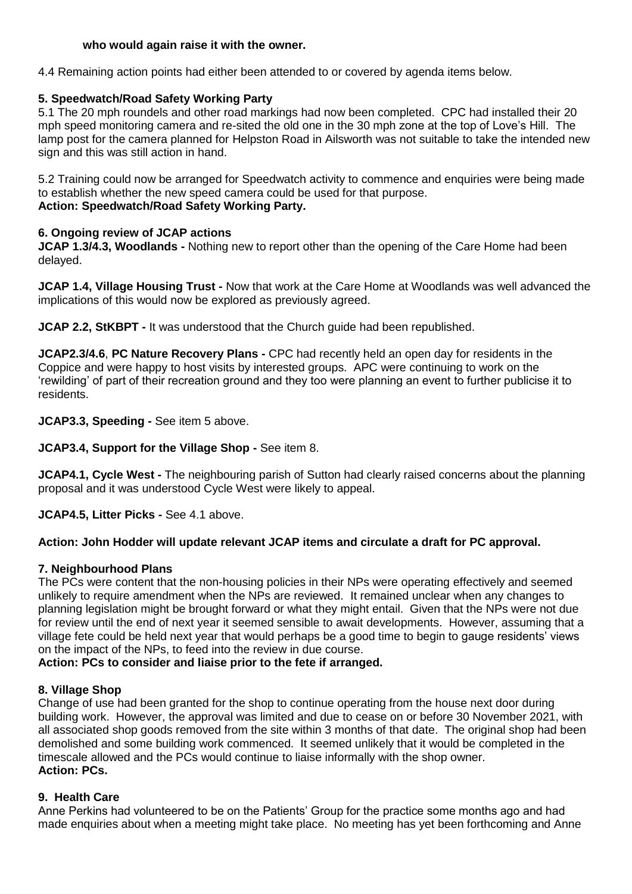**who would again raise it with the owner.**

4.4 Remaining action points had either been attended to or covered by agenda items below.

### 5. Speedwatch/Road Safety Working Party

5.1 The 20 mph roundels and other road markings had now been completed. CPC had installed their 20 mph speed monitoring camera and re-sited the old one in the 30 mph zone at the top of Love's Hill. The lamp post for the camera planned for Helpston Road in Ailsworth was not suitable to take the intended new sign and this was still action in hand.

5.2 Training could now be arranged for Speedwatch activity to commence and enquiries were being made to establish whether the new speed camera could be used for that purpose.
**Action: Speedwatch/Road Safety Working Party.**

### 6. Ongoing review of JCAP actions

**JCAP 1.3/4.3, Woodlands -** Nothing new to report other than the opening of the Care Home had been delayed.

**JCAP 1.4, Village Housing Trust -** Now that work at the Care Home at Woodlands was well advanced the implications of this would now be explored as previously agreed.

**JCAP 2.2, StKBPT -** It was understood that the Church guide had been republished.

**JCAP2.3/4.6**, **PC Nature Recovery Plans -** CPC had recently held an open day for residents in the Coppice and were happy to host visits by interested groups. APC were continuing to work on the 'rewilding' of part of their recreation ground and they too were planning an event to further publicise it to residents.

**JCAP3.3, Speeding -** See item 5 above.

**JCAP3.4, Support for the Village Shop -** See item 8.

**JCAP4.1, Cycle West -** The neighbouring parish of Sutton had clearly raised concerns about the planning proposal and it was understood Cycle West were likely to appeal.

**JCAP4.5, Litter Picks -** See 4.1 above.

**Action: John Hodder will update relevant JCAP items and circulate a draft for PC approval.**

### 7. Neighbourhood Plans

The PCs were content that the non-housing policies in their NPs were operating effectively and seemed unlikely to require amendment when the NPs are reviewed. It remained unclear when any changes to planning legislation might be brought forward or what they might entail. Given that the NPs were not due for review until the end of next year it seemed sensible to await developments. However, assuming that a village fete could be held next year that would perhaps be a good time to begin to gauge residents' views on the impact of the NPs, to feed into the review in due course.
**Action: PCs to consider and liaise prior to the fete if arranged.**

### 8. Village Shop

Change of use had been granted for the shop to continue operating from the house next door during building work. However, the approval was limited and due to cease on or before 30 November 2021, with all associated shop goods removed from the site within 3 months of that date. The original shop had been demolished and some building work commenced. It seemed unlikely that it would be completed in the timescale allowed and the PCs would continue to liaise informally with the shop owner.
**Action: PCs.**

### 9. Health Care

Anne Perkins had volunteered to be on the Patients' Group for the practice some months ago and had made enquiries about when a meeting might take place. No meeting has yet been forthcoming and Anne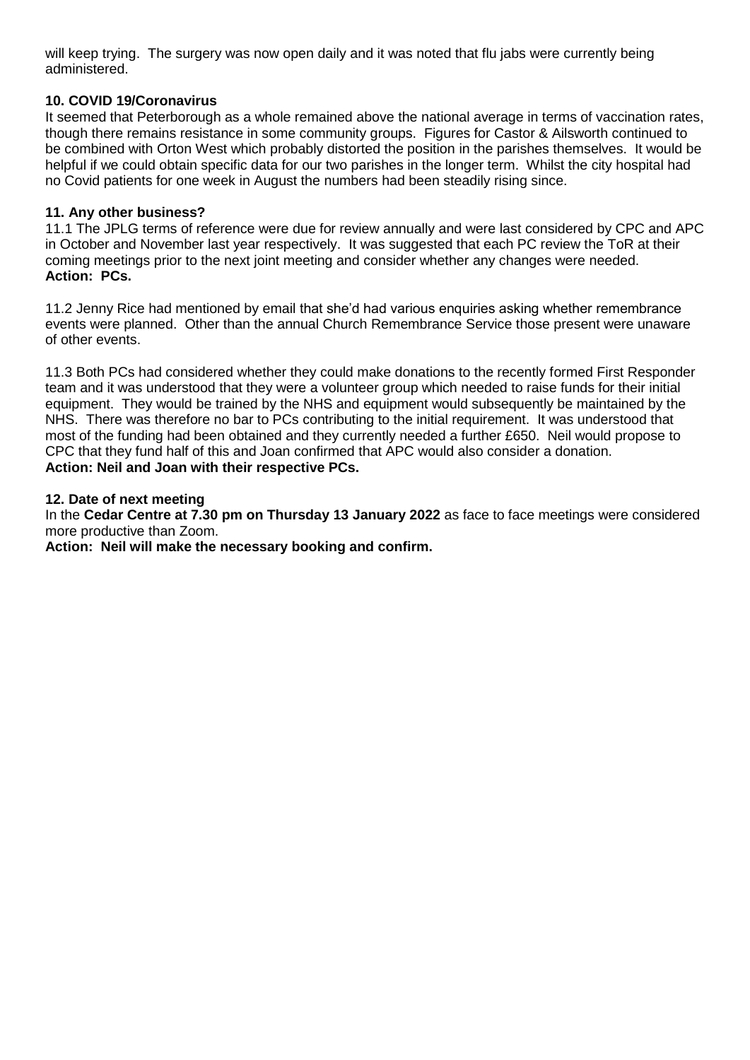will keep trying. The surgery was now open daily and it was noted that flu jabs were currently being administered.

**10. COVID 19/Coronavirus**

It seemed that Peterborough as a whole remained above the national average in terms of vaccination rates, though there remains resistance in some community groups. Figures for Castor & Ailsworth continued to be combined with Orton West which probably distorted the position in the parishes themselves. It would be helpful if we could obtain specific data for our two parishes in the longer term. Whilst the city hospital had no Covid patients for one week in August the numbers had been steadily rising since.

**11. Any other business?**

11.1 The JPLG terms of reference were due for review annually and were last considered by CPC and APC in October and November last year respectively. It was suggested that each PC review the ToR at their coming meetings prior to the next joint meeting and consider whether any changes were needed.
**Action: PCs.**

11.2 Jenny Rice had mentioned by email that she'd had various enquiries asking whether remembrance events were planned. Other than the annual Church Remembrance Service those present were unaware of other events.

11.3 Both PCs had considered whether they could make donations to the recently formed First Responder team and it was understood that they were a volunteer group which needed to raise funds for their initial equipment. They would be trained by the NHS and equipment would subsequently be maintained by the NHS. There was therefore no bar to PCs contributing to the initial requirement. It was understood that most of the funding had been obtained and they currently needed a further £650. Neil would propose to CPC that they fund half of this and Joan confirmed that APC would also consider a donation.
**Action: Neil and Joan with their respective PCs.**

**12. Date of next meeting**

In the **Cedar Centre at 7.30 pm on Thursday 13 January 2022** as face to face meetings were considered more productive than Zoom.
**Action: Neil will make the necessary booking and confirm.**